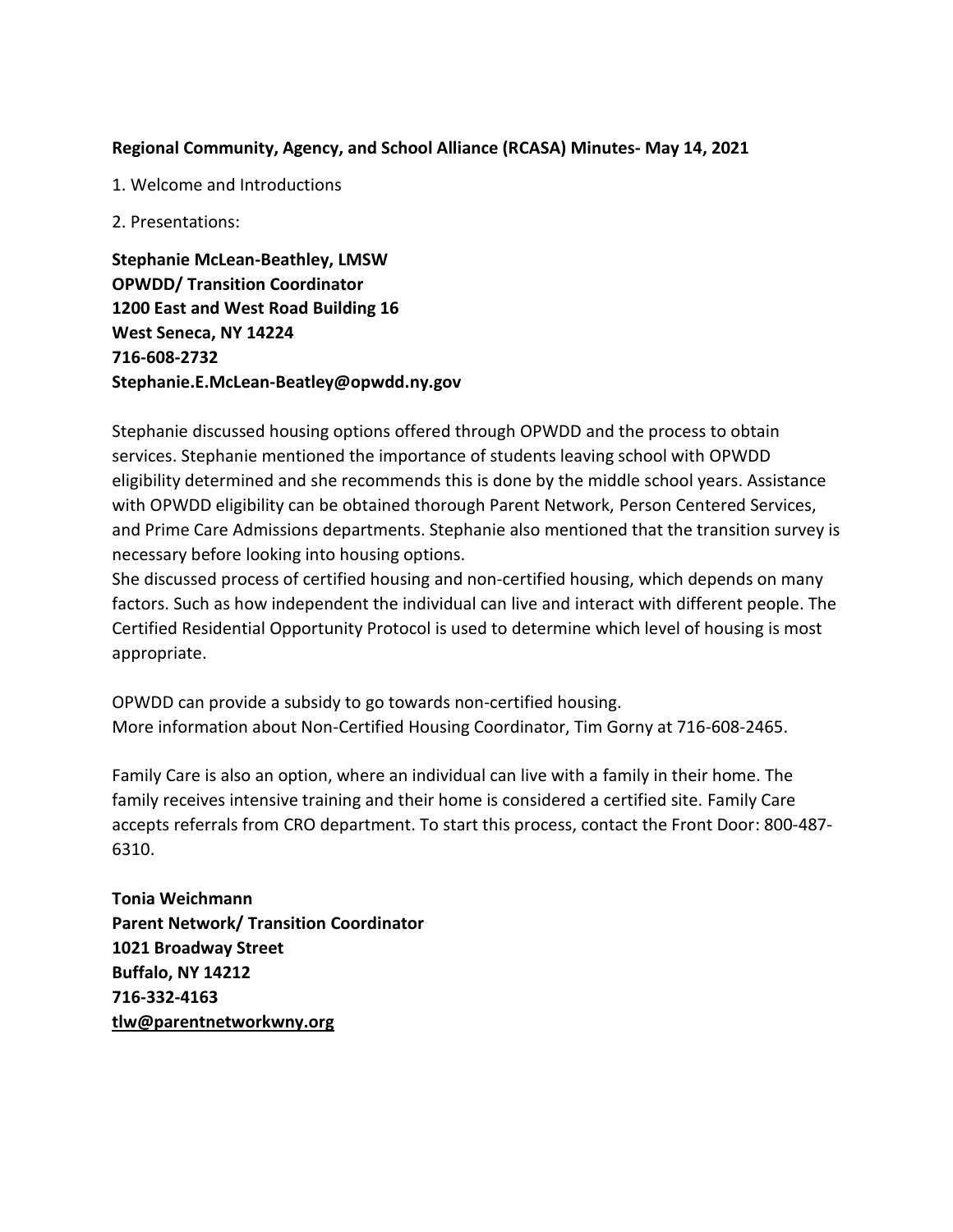**Regional Community, Agency, and School Alliance (RCASA) Minutes- May 14, 2021**

1. Welcome and Introductions

2. Presentations:

**Stephanie McLean-Beathley, LMSW**
**OPWDD/ Transition Coordinator**
**1200 East and West Road Building 16**
**West Seneca, NY 14224**
**716-608-2732**
**Stephanie.E.McLean-Beatley@opwdd.ny.gov**

Stephanie discussed housing options offered through OPWDD and the process to obtain services. Stephanie mentioned the importance of students leaving school with OPWDD eligibility determined and she recommends this is done by the middle school years. Assistance with OPWDD eligibility can be obtained thorough Parent Network, Person Centered Services, and Prime Care Admissions departments. Stephanie also mentioned that the transition survey is necessary before looking into housing options.
She discussed process of certified housing and non-certified housing, which depends on many factors. Such as how independent the individual can live and interact with different people. The Certified Residential Opportunity Protocol is used to determine which level of housing is most appropriate.

OPWDD can provide a subsidy to go towards non-certified housing.
More information about Non-Certified Housing Coordinator, Tim Gorny at 716-608-2465.

Family Care is also an option, where an individual can live with a family in their home. The family receives intensive training and their home is considered a certified site. Family Care accepts referrals from CRO department. To start this process, contact the Front Door: 800-487-6310.

**Tonia Weichmann**
**Parent Network/ Transition Coordinator**
**1021 Broadway Street**
**Buffalo, NY 14212**
**716-332-4163**
**tlw@parentnetworkwny.org**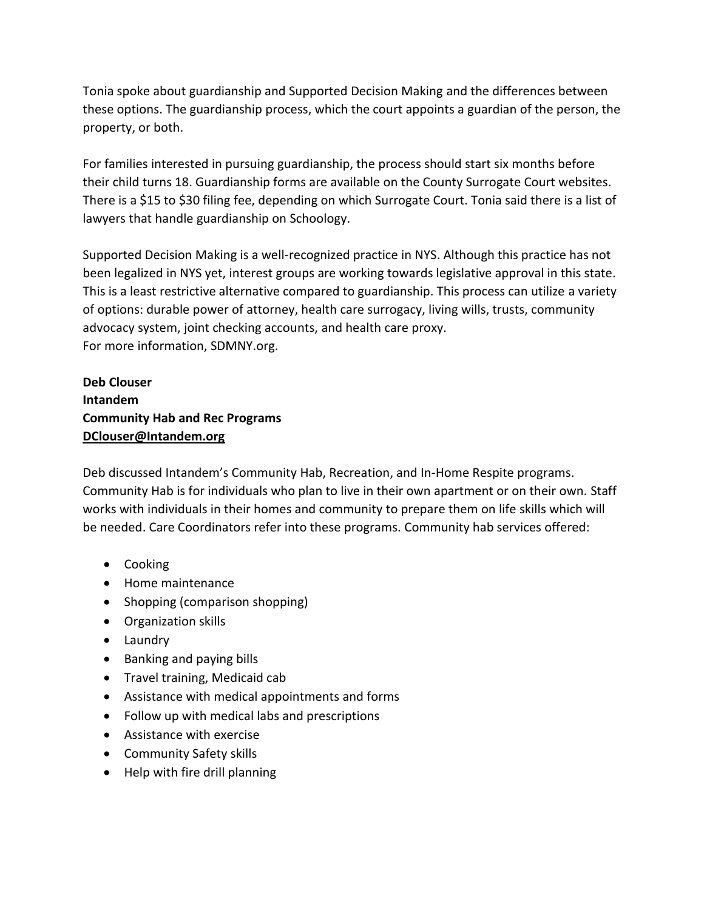Tonia spoke about guardianship and Supported Decision Making and the differences between these options. The guardianship process, which the court appoints a guardian of the person, the property, or both.

For families interested in pursuing guardianship, the process should start six months before their child turns 18. Guardianship forms are available on the County Surrogate Court websites. There is a $15 to $30 filing fee, depending on which Surrogate Court. Tonia said there is a list of lawyers that handle guardianship on Schoology.

Supported Decision Making is a well-recognized practice in NYS. Although this practice has not been legalized in NYS yet, interest groups are working towards legislative approval in this state. This is a least restrictive alternative compared to guardianship. This process can utilize a variety of options: durable power of attorney, health care surrogacy, living wills, trusts, community advocacy system, joint checking accounts, and health care proxy.
For more information, SDMNY.org.

**Deb Clouser**
**Intandem**
**Community Hab and Rec Programs**
**DClouser@Intandem.org**

Deb discussed Intandem's Community Hab, Recreation, and In-Home Respite programs. Community Hab is for individuals who plan to live in their own apartment or on their own. Staff works with individuals in their homes and community to prepare them on life skills which will be needed. Care Coordinators refer into these programs. Community hab services offered:

- Cooking
- Home maintenance
- Shopping (comparison shopping)
- Organization skills
- Laundry
- Banking and paying bills
- Travel training, Medicaid cab
- Assistance with medical appointments and forms
- Follow up with medical labs and prescriptions
- Assistance with exercise
- Community Safety skills
- Help with fire drill planning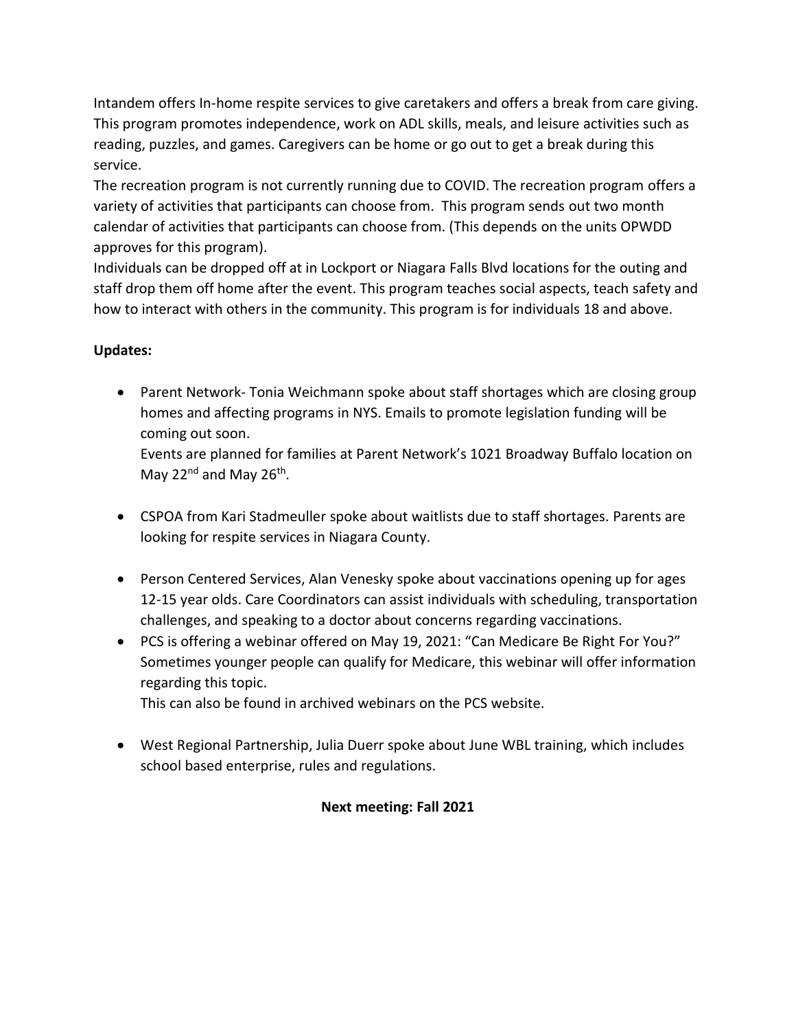Intandem offers In-home respite services to give caretakers and offers a break from care giving. This program promotes independence, work on ADL skills, meals, and leisure activities such as reading, puzzles, and games. Caregivers can be home or go out to get a break during this service.

The recreation program is not currently running due to COVID. The recreation program offers a variety of activities that participants can choose from. This program sends out two month calendar of activities that participants can choose from. (This depends on the units OPWDD approves for this program).

Individuals can be dropped off at in Lockport or Niagara Falls Blvd locations for the outing and staff drop them off home after the event. This program teaches social aspects, teach safety and how to interact with others in the community. This program is for individuals 18 and above.

**Updates:**

- Parent Network- Tonia Weichmann spoke about staff shortages which are closing group homes and affecting programs in NYS. Emails to promote legislation funding will be coming out soon.
  Events are planned for families at Parent Network's 1021 Broadway Buffalo location on May 22nd and May 26th.

- CSPOA from Kari Stadmeuller spoke about waitlists due to staff shortages. Parents are looking for respite services in Niagara County.

- Person Centered Services, Alan Venesky spoke about vaccinations opening up for ages 12-15 year olds. Care Coordinators can assist individuals with scheduling, transportation challenges, and speaking to a doctor about concerns regarding vaccinations.
- PCS is offering a webinar offered on May 19, 2021: "Can Medicare Be Right For You?" Sometimes younger people can qualify for Medicare, this webinar will offer information regarding this topic.
  This can also be found in archived webinars on the PCS website.

- West Regional Partnership, Julia Duerr spoke about June WBL training, which includes school based enterprise, rules and regulations.

**Next meeting: Fall 2021**